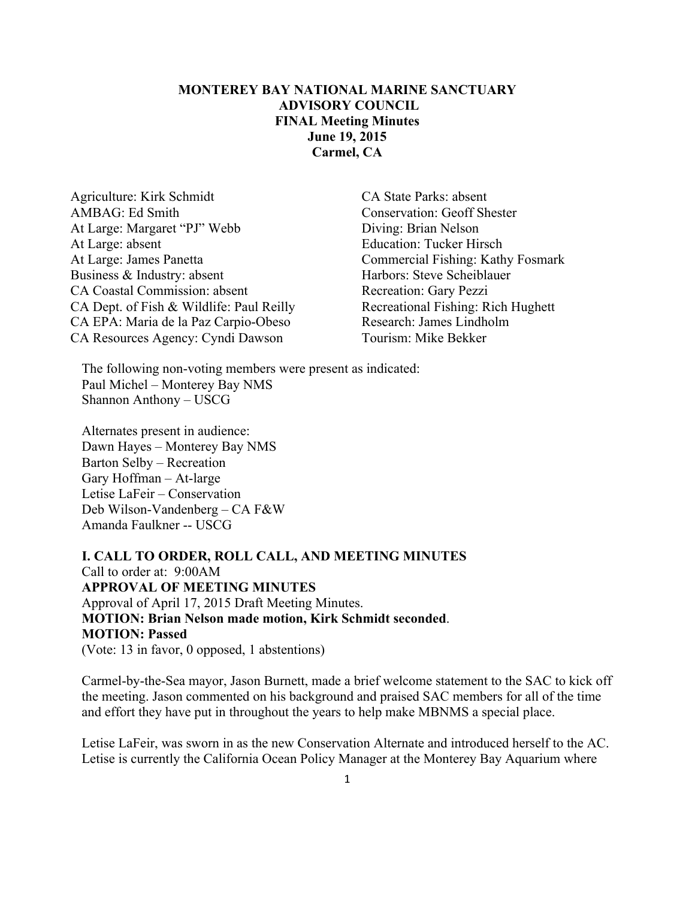**MONTEREY BAY NATIONAL MARINE SANCTUARY**
**ADVISORY COUNCIL**
**FINAL Meeting Minutes**
**June 19, 2015**
**Carmel, CA**

Agriculture: Kirk Schmidt
AMBAG: Ed Smith
At Large: Margaret "PJ" Webb
At Large: absent
At Large: James Panetta
Business & Industry: absent
CA Coastal Commission: absent
CA Dept. of Fish & Wildlife: Paul Reilly
CA EPA: Maria de la Paz Carpio-Obeso
CA Resources Agency: Cyndi Dawson
CA State Parks: absent
Conservation: Geoff Shester
Diving: Brian Nelson
Education: Tucker Hirsch
Commercial Fishing: Kathy Fosmark
Harbors: Steve Scheiblauer
Recreation: Gary Pezzi
Recreational Fishing: Rich Hughett
Research: James Lindholm
Tourism: Mike Bekker

The following non-voting members were present as indicated:
Paul Michel – Monterey Bay NMS
Shannon Anthony – USCG

Alternates present in audience:
Dawn Hayes – Monterey Bay NMS
Barton Selby – Recreation
Gary Hoffman – At-large
Letise LaFeir – Conservation
Deb Wilson-Vandenberg – CA F&W
Amanda Faulkner -- USCG

**I. CALL TO ORDER, ROLL CALL, AND MEETING MINUTES**
Call to order at: 9:00AM
**APPROVAL OF MEETING MINUTES**
Approval of April 17, 2015 Draft Meeting Minutes.
**MOTION: Brian Nelson made motion, Kirk Schmidt seconded**.
**MOTION: Passed**
(Vote: 13 in favor, 0 opposed, 1 abstentions)

Carmel-by-the-Sea mayor, Jason Burnett, made a brief welcome statement to the SAC to kick off the meeting. Jason commented on his background and praised SAC members for all of the time and effort they have put in throughout the years to help make MBNMS a special place.

Letise LaFeir, was sworn in as the new Conservation Alternate and introduced herself to the AC. Letise is currently the California Ocean Policy Manager at the Monterey Bay Aquarium where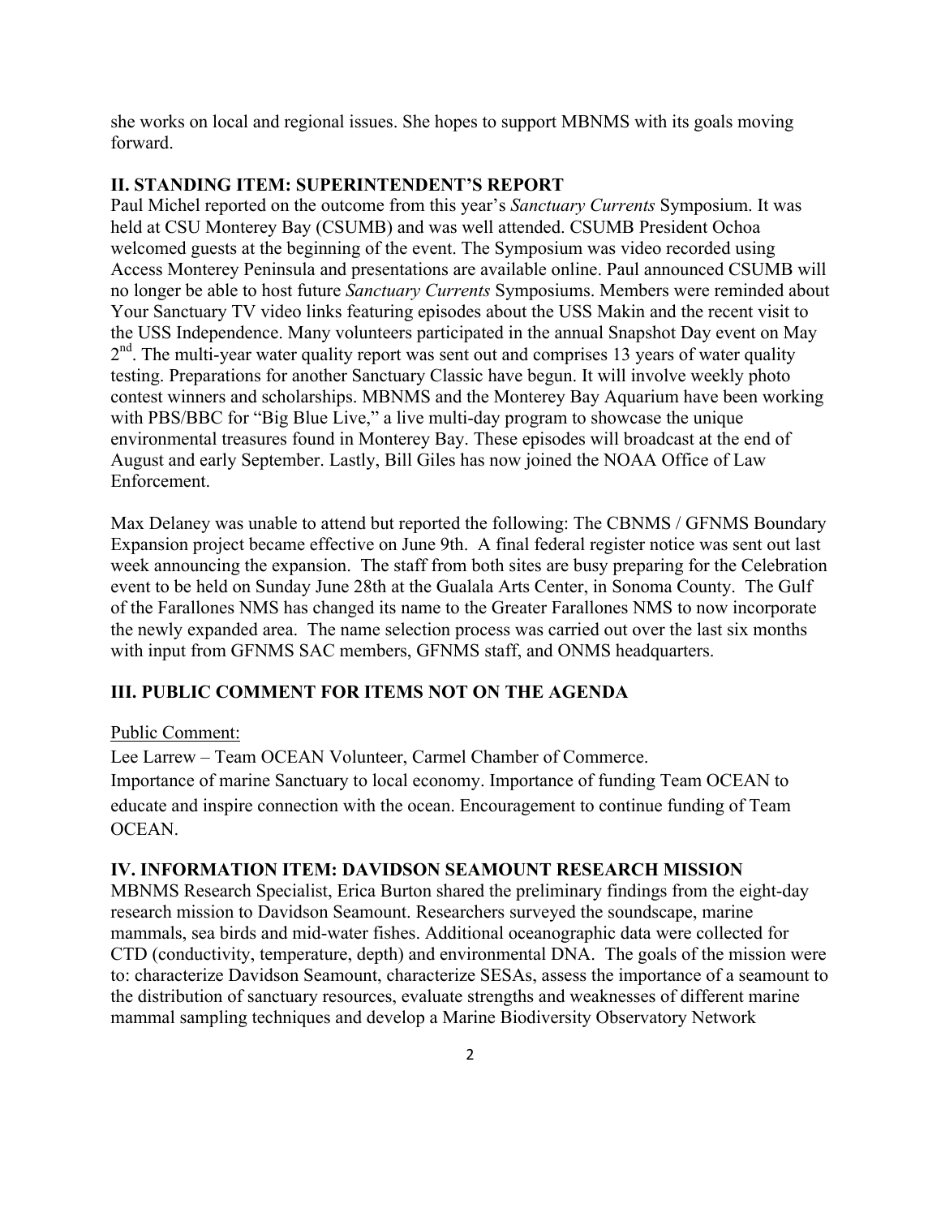she works on local and regional issues. She hopes to support MBNMS with its goals moving forward.

## II. STANDING ITEM: SUPERINTENDENT'S REPORT

Paul Michel reported on the outcome from this year's *Sanctuary Currents* Symposium. It was held at CSU Monterey Bay (CSUMB) and was well attended. CSUMB President Ochoa welcomed guests at the beginning of the event. The Symposium was video recorded using Access Monterey Peninsula and presentations are available online. Paul announced CSUMB will no longer be able to host future *Sanctuary Currents* Symposiums. Members were reminded about Your Sanctuary TV video links featuring episodes about the USS Makin and the recent visit to the USS Independence. Many volunteers participated in the annual Snapshot Day event on May 2nd. The multi-year water quality report was sent out and comprises 13 years of water quality testing. Preparations for another Sanctuary Classic have begun. It will involve weekly photo contest winners and scholarships. MBNMS and the Monterey Bay Aquarium have been working with PBS/BBC for "Big Blue Live," a live multi-day program to showcase the unique environmental treasures found in Monterey Bay. These episodes will broadcast at the end of August and early September. Lastly, Bill Giles has now joined the NOAA Office of Law Enforcement.

Max Delaney was unable to attend but reported the following: The CBNMS / GFNMS Boundary Expansion project became effective on June 9th. A final federal register notice was sent out last week announcing the expansion. The staff from both sites are busy preparing for the Celebration event to be held on Sunday June 28th at the Gualala Arts Center, in Sonoma County. The Gulf of the Farallones NMS has changed its name to the Greater Farallones NMS to now incorporate the newly expanded area. The name selection process was carried out over the last six months with input from GFNMS SAC members, GFNMS staff, and ONMS headquarters.

## III. PUBLIC COMMENT FOR ITEMS NOT ON THE AGENDA

Public Comment:

Lee Larrew – Team OCEAN Volunteer, Carmel Chamber of Commerce.
Importance of marine Sanctuary to local economy. Importance of funding Team OCEAN to educate and inspire connection with the ocean. Encouragement to continue funding of Team OCEAN.

## IV. INFORMATION ITEM: DAVIDSON SEAMOUNT RESEARCH MISSION

MBNMS Research Specialist, Erica Burton shared the preliminary findings from the eight-day research mission to Davidson Seamount. Researchers surveyed the soundscape, marine mammals, sea birds and mid-water fishes. Additional oceanographic data were collected for CTD (conductivity, temperature, depth) and environmental DNA. The goals of the mission were to: characterize Davidson Seamount, characterize SESAs, assess the importance of a seamount to the distribution of sanctuary resources, evaluate strengths and weaknesses of different marine mammal sampling techniques and develop a Marine Biodiversity Observatory Network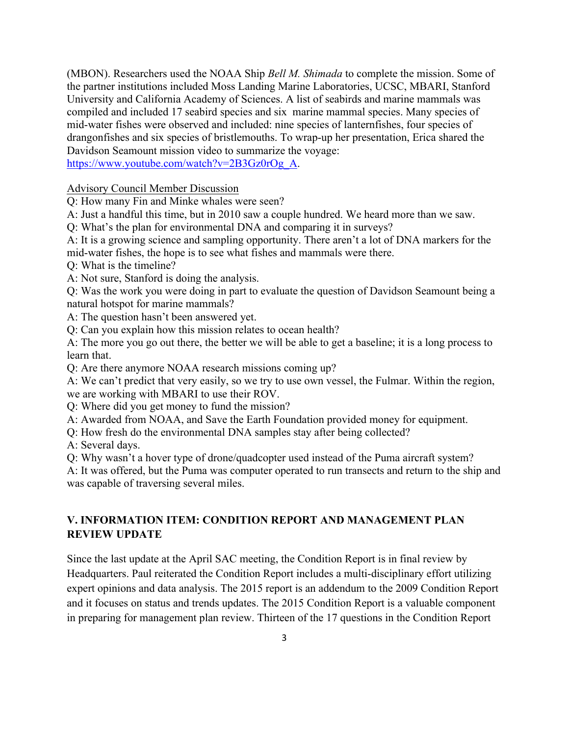(MBON). Researchers used the NOAA Ship *Bell M. Shimada* to complete the mission. Some of the partner institutions included Moss Landing Marine Laboratories, UCSC, MBARI, Stanford University and California Academy of Sciences. A list of seabirds and marine mammals was compiled and included 17 seabird species and six marine mammal species. Many species of mid-water fishes were observed and included: nine species of lanternfishes, four species of drangonfishes and six species of bristlemouths. To wrap-up her presentation, Erica shared the Davidson Seamount mission video to summarize the voyage: https://www.youtube.com/watch?v=2B3Gz0rOg_A.

Advisory Council Member Discussion

Q: How many Fin and Minke whales were seen?
A: Just a handful this time, but in 2010 saw a couple hundred. We heard more than we saw.
Q: What's the plan for environmental DNA and comparing it in surveys?
A: It is a growing science and sampling opportunity. There aren't a lot of DNA markers for the mid-water fishes, the hope is to see what fishes and mammals were there.
Q: What is the timeline?
A: Not sure, Stanford is doing the analysis.
Q: Was the work you were doing in part to evaluate the question of Davidson Seamount being a natural hotspot for marine mammals?
A: The question hasn't been answered yet.
Q: Can you explain how this mission relates to ocean health?
A: The more you go out there, the better we will be able to get a baseline; it is a long process to learn that.
Q: Are there anymore NOAA research missions coming up?
A: We can't predict that very easily, so we try to use own vessel, the Fulmar. Within the region, we are working with MBARI to use their ROV.
Q: Where did you get money to fund the mission?
A: Awarded from NOAA, and Save the Earth Foundation provided money for equipment.
Q: How fresh do the environmental DNA samples stay after being collected?
A: Several days.
Q: Why wasn't a hover type of drone/quadcopter used instead of the Puma aircraft system?
A: It was offered, but the Puma was computer operated to run transects and return to the ship and was capable of traversing several miles.

## V. INFORMATION ITEM: CONDITION REPORT AND MANAGEMENT PLAN REVIEW UPDATE

Since the last update at the April SAC meeting, the Condition Report is in final review by Headquarters. Paul reiterated the Condition Report includes a multi-disciplinary effort utilizing expert opinions and data analysis. The 2015 report is an addendum to the 2009 Condition Report and it focuses on status and trends updates. The 2015 Condition Report is a valuable component in preparing for management plan review. Thirteen of the 17 questions in the Condition Report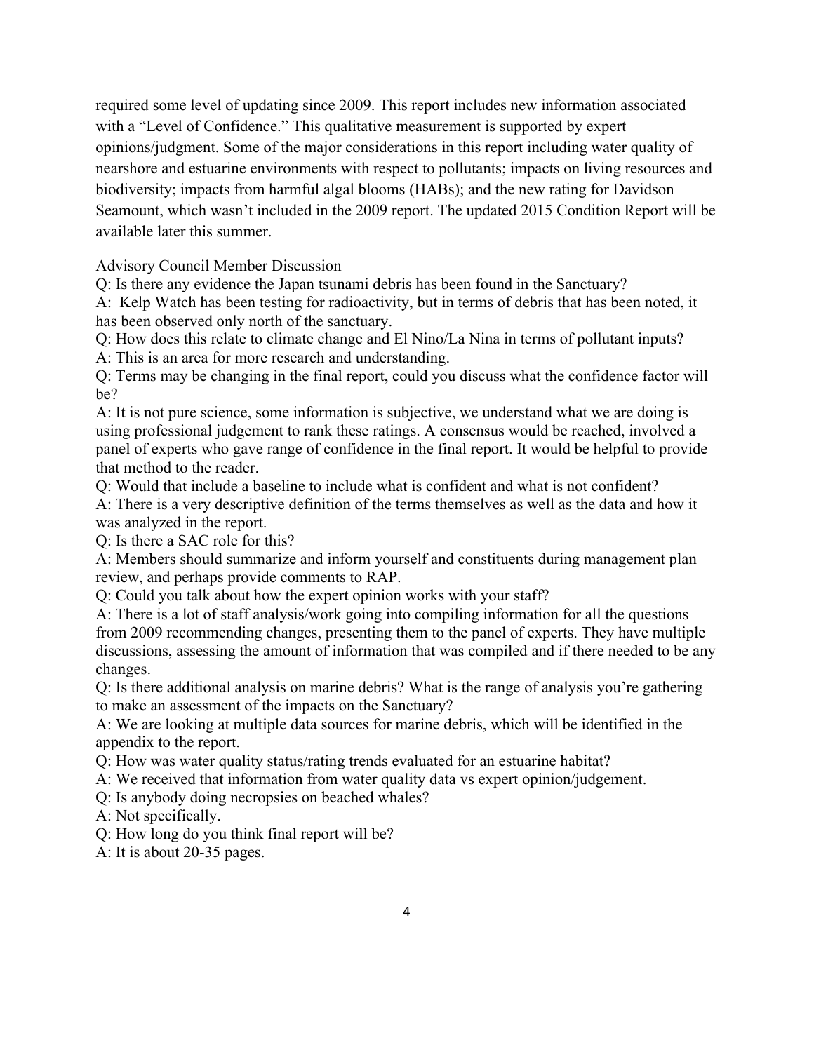required some level of updating since 2009. This report includes new information associated with a "Level of Confidence." This qualitative measurement is supported by expert opinions/judgment. Some of the major considerations in this report including water quality of nearshore and estuarine environments with respect to pollutants; impacts on living resources and biodiversity; impacts from harmful algal blooms (HABs); and the new rating for Davidson Seamount, which wasn't included in the 2009 report. The updated 2015 Condition Report will be available later this summer.

<u>Advisory Council Member Discussion</u>

Q: Is there any evidence the Japan tsunami debris has been found in the Sanctuary?
A: Kelp Watch has been testing for radioactivity, but in terms of debris that has been noted, it has been observed only north of the sanctuary.
Q: How does this relate to climate change and El Nino/La Nina in terms of pollutant inputs?
A: This is an area for more research and understanding.
Q: Terms may be changing in the final report, could you discuss what the confidence factor will be?
A: It is not pure science, some information is subjective, we understand what we are doing is using professional judgement to rank these ratings. A consensus would be reached, involved a panel of experts who gave range of confidence in the final report. It would be helpful to provide that method to the reader.
Q: Would that include a baseline to include what is confident and what is not confident?
A: There is a very descriptive definition of the terms themselves as well as the data and how it was analyzed in the report.
Q: Is there a SAC role for this?
A: Members should summarize and inform yourself and constituents during management plan review, and perhaps provide comments to RAP.
Q: Could you talk about how the expert opinion works with your staff?
A: There is a lot of staff analysis/work going into compiling information for all the questions from 2009 recommending changes, presenting them to the panel of experts. They have multiple discussions, assessing the amount of information that was compiled and if there needed to be any changes.
Q: Is there additional analysis on marine debris? What is the range of analysis you're gathering to make an assessment of the impacts on the Sanctuary?
A: We are looking at multiple data sources for marine debris, which will be identified in the appendix to the report.
Q: How was water quality status/rating trends evaluated for an estuarine habitat?
A: We received that information from water quality data vs expert opinion/judgement.
Q: Is anybody doing necropsies on beached whales?
A: Not specifically.
Q: How long do you think final report will be?
A: It is about 20-35 pages.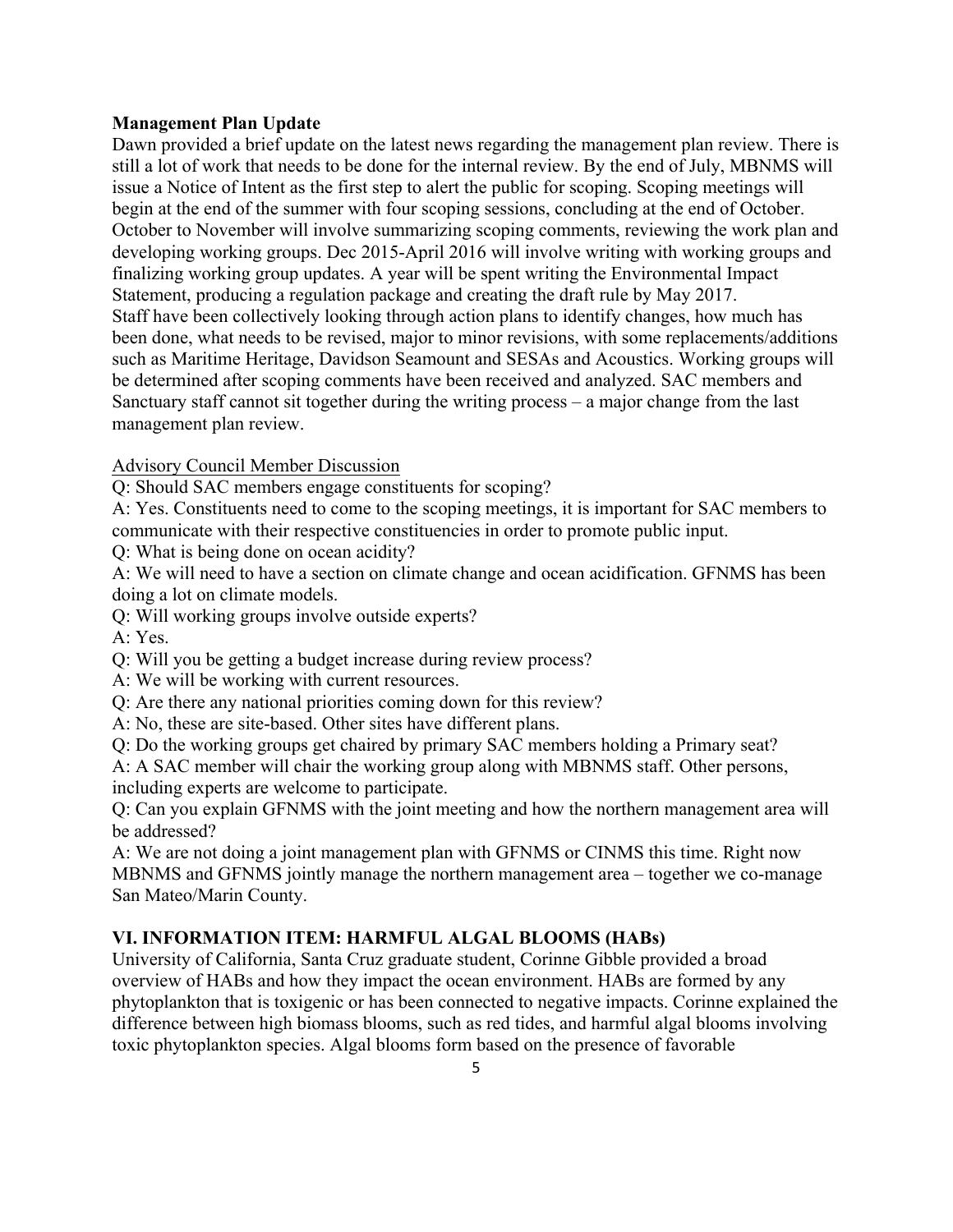**Management Plan Update**

Dawn provided a brief update on the latest news regarding the management plan review. There is still a lot of work that needs to be done for the internal review. By the end of July, MBNMS will issue a Notice of Intent as the first step to alert the public for scoping. Scoping meetings will begin at the end of the summer with four scoping sessions, concluding at the end of October. October to November will involve summarizing scoping comments, reviewing the work plan and developing working groups. Dec 2015-April 2016 will involve writing with working groups and finalizing working group updates. A year will be spent writing the Environmental Impact Statement, producing a regulation package and creating the draft rule by May 2017.
Staff have been collectively looking through action plans to identify changes, how much has been done, what needs to be revised, major to minor revisions, with some replacements/additions such as Maritime Heritage, Davidson Seamount and SESAs and Acoustics. Working groups will be determined after scoping comments have been received and analyzed. SAC members and Sanctuary staff cannot sit together during the writing process – a major change from the last management plan review.

<u>Advisory Council Member Discussion</u>

Q: Should SAC members engage constituents for scoping?

A: Yes. Constituents need to come to the scoping meetings, it is important for SAC members to communicate with their respective constituencies in order to promote public input.

Q: What is being done on ocean acidity?

A: We will need to have a section on climate change and ocean acidification. GFNMS has been doing a lot on climate models.

Q: Will working groups involve outside experts?

A: Yes.

Q: Will you be getting a budget increase during review process?

A: We will be working with current resources.

Q: Are there any national priorities coming down for this review?

A: No, these are site-based. Other sites have different plans.

Q: Do the working groups get chaired by primary SAC members holding a Primary seat?

A: A SAC member will chair the working group along with MBNMS staff. Other persons, including experts are welcome to participate.

Q: Can you explain GFNMS with the joint meeting and how the northern management area will be addressed?

A: We are not doing a joint management plan with GFNMS or CINMS this time. Right now MBNMS and GFNMS jointly manage the northern management area – together we co-manage San Mateo/Marin County.

## VI. INFORMATION ITEM: HARMFUL ALGAL BLOOMS (HABs)

University of California, Santa Cruz graduate student, Corinne Gibble provided a broad overview of HABs and how they impact the ocean environment. HABs are formed by any phytoplankton that is toxigenic or has been connected to negative impacts. Corinne explained the difference between high biomass blooms, such as red tides, and harmful algal blooms involving toxic phytoplankton species. Algal blooms form based on the presence of favorable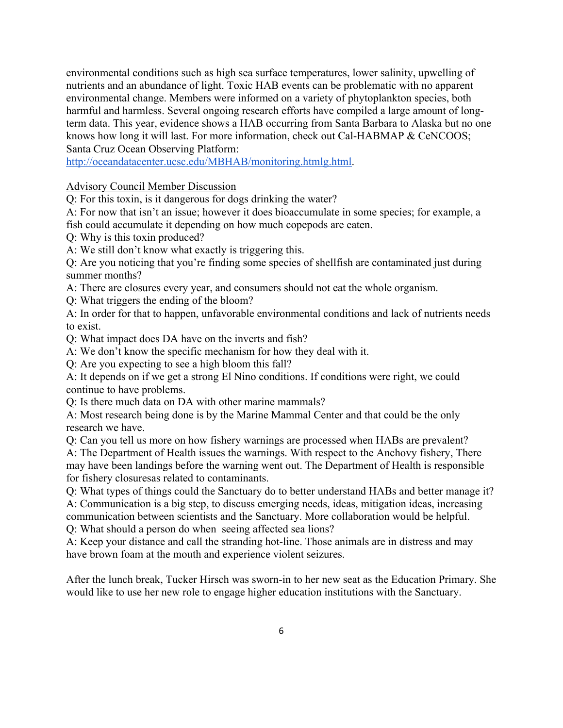environmental conditions such as high sea surface temperatures, lower salinity, upwelling of nutrients and an abundance of light. Toxic HAB events can be problematic with no apparent environmental change. Members were informed on a variety of phytoplankton species, both harmful and harmless. Several ongoing research efforts have compiled a large amount of long-term data. This year, evidence shows a HAB occurring from Santa Barbara to Alaska but no one knows how long it will last. For more information, check out Cal-HABMAP & CeNCOOS; Santa Cruz Ocean Observing Platform: [http://oceandatacenter.ucsc.edu/MBHAB/monitoring.htmlg.html](http://oceandatacenter.ucsc.edu/MBHAB/monitoring.htmlg.html).

<u>Advisory Council Member Discussion</u>

Q: For this toxin, is it dangerous for dogs drinking the water?
A: For now that isn't an issue; however it does bioaccumulate in some species; for example, a fish could accumulate it depending on how much copepods are eaten.
Q: Why is this toxin produced?
A: We still don't know what exactly is triggering this.
Q: Are you noticing that you're finding some species of shellfish are contaminated just during summer months?
A: There are closures every year, and consumers should not eat the whole organism.
Q: What triggers the ending of the bloom?
A: In order for that to happen, unfavorable environmental conditions and lack of nutrients needs to exist.
Q: What impact does DA have on the inverts and fish?
A: We don't know the specific mechanism for how they deal with it.
Q: Are you expecting to see a high bloom this fall?
A: It depends on if we get a strong El Nino conditions. If conditions were right, we could continue to have problems.
Q: Is there much data on DA with other marine mammals?
A: Most research being done is by the Marine Mammal Center and that could be the only research we have.
Q: Can you tell us more on how fishery warnings are processed when HABs are prevalent?
A: The Department of Health issues the warnings. With respect to the Anchovy fishery, There may have been landings before the warning went out. The Department of Health is responsible for fishery closuresas related to contaminants.
Q: What types of things could the Sanctuary do to better understand HABs and better manage it?
A: Communication is a big step, to discuss emerging needs, ideas, mitigation ideas, increasing communication between scientists and the Sanctuary. More collaboration would be helpful.
Q: What should a person do when seeing affected sea lions?
A: Keep your distance and call the stranding hot-line. Those animals are in distress and may have brown foam at the mouth and experience violent seizures.

After the lunch break, Tucker Hirsch was sworn-in to her new seat as the Education Primary. She would like to use her new role to engage higher education institutions with the Sanctuary.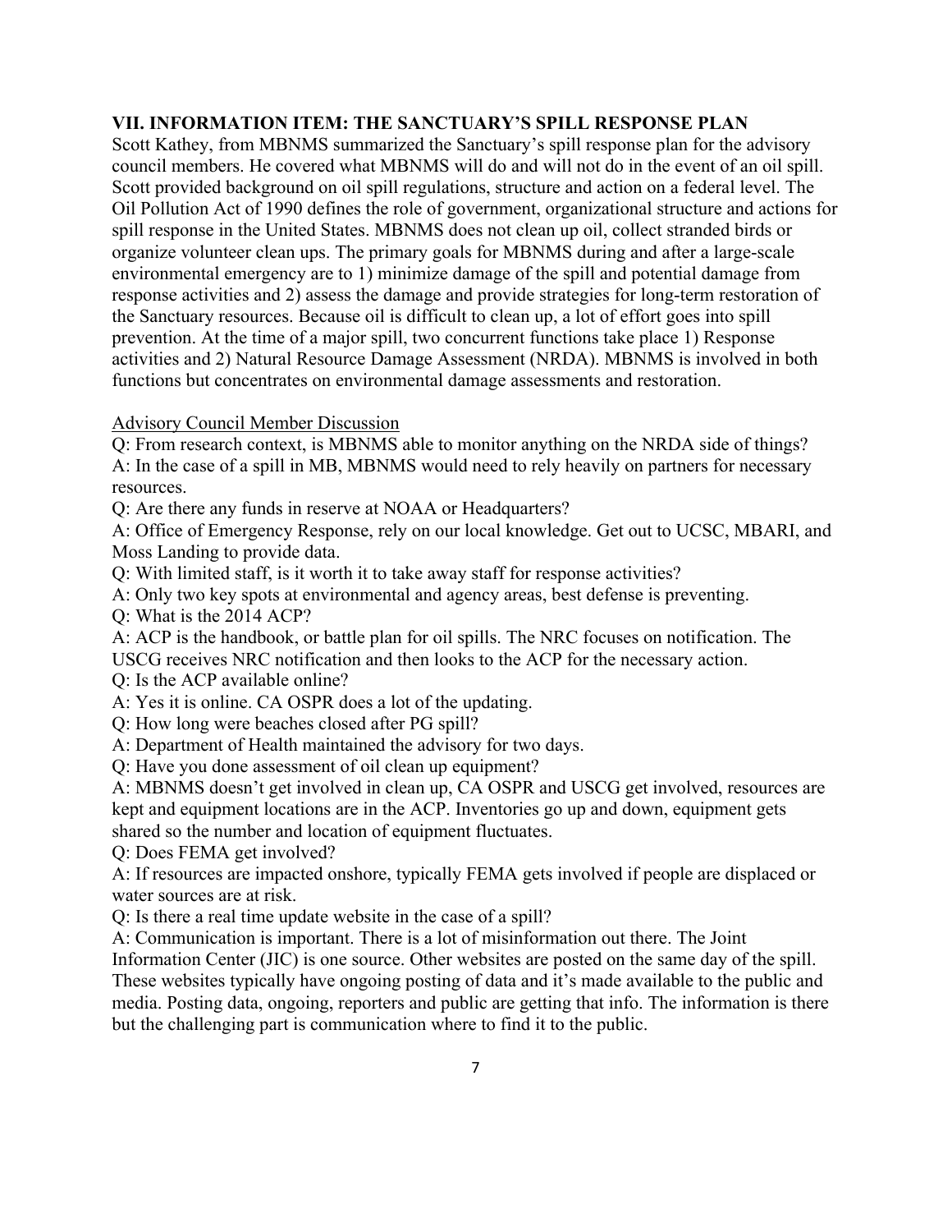## VII. INFORMATION ITEM: THE SANCTUARY'S SPILL RESPONSE PLAN

Scott Kathey, from MBNMS summarized the Sanctuary's spill response plan for the advisory council members. He covered what MBNMS will do and will not do in the event of an oil spill. Scott provided background on oil spill regulations, structure and action on a federal level. The Oil Pollution Act of 1990 defines the role of government, organizational structure and actions for spill response in the United States. MBNMS does not clean up oil, collect stranded birds or organize volunteer clean ups. The primary goals for MBNMS during and after a large-scale environmental emergency are to 1) minimize damage of the spill and potential damage from response activities and 2) assess the damage and provide strategies for long-term restoration of the Sanctuary resources. Because oil is difficult to clean up, a lot of effort goes into spill prevention. At the time of a major spill, two concurrent functions take place 1) Response activities and 2) Natural Resource Damage Assessment (NRDA). MBNMS is involved in both functions but concentrates on environmental damage assessments and restoration.

Advisory Council Member Discussion

Q: From research context, is MBNMS able to monitor anything on the NRDA side of things?
A: In the case of a spill in MB, MBNMS would need to rely heavily on partners for necessary resources.
Q: Are there any funds in reserve at NOAA or Headquarters?
A: Office of Emergency Response, rely on our local knowledge. Get out to UCSC, MBARI, and Moss Landing to provide data.
Q: With limited staff, is it worth it to take away staff for response activities?
A: Only two key spots at environmental and agency areas, best defense is preventing.
Q: What is the 2014 ACP?
A: ACP is the handbook, or battle plan for oil spills. The NRC focuses on notification. The USCG receives NRC notification and then looks to the ACP for the necessary action.
Q: Is the ACP available online?
A: Yes it is online. CA OSPR does a lot of the updating.
Q: How long were beaches closed after PG spill?
A: Department of Health maintained the advisory for two days.
Q: Have you done assessment of oil clean up equipment?
A: MBNMS doesn't get involved in clean up, CA OSPR and USCG get involved, resources are kept and equipment locations are in the ACP. Inventories go up and down, equipment gets shared so the number and location of equipment fluctuates.
Q: Does FEMA get involved?
A: If resources are impacted onshore, typically FEMA gets involved if people are displaced or water sources are at risk.
Q: Is there a real time update website in the case of a spill?
A: Communication is important. There is a lot of misinformation out there. The Joint Information Center (JIC) is one source. Other websites are posted on the same day of the spill. These websites typically have ongoing posting of data and it's made available to the public and media. Posting data, ongoing, reporters and public are getting that info. The information is there but the challenging part is communication where to find it to the public.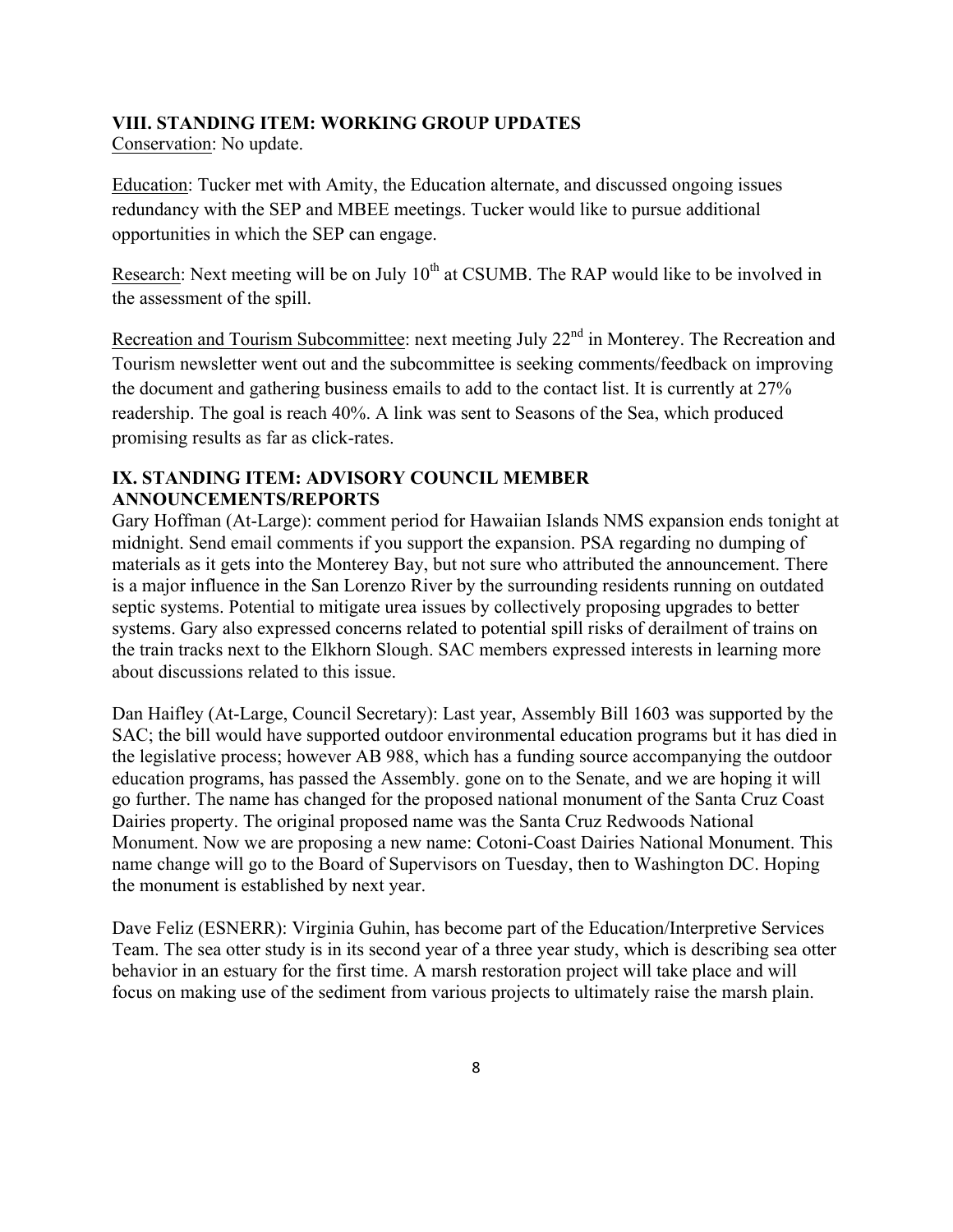**VIII. STANDING ITEM: WORKING GROUP UPDATES**

Conservation: No update.

Education: Tucker met with Amity, the Education alternate, and discussed ongoing issues redundancy with the SEP and MBEE meetings. Tucker would like to pursue additional opportunities in which the SEP can engage.

Research: Next meeting will be on July 10th at CSUMB. The RAP would like to be involved in the assessment of the spill.

Recreation and Tourism Subcommittee: next meeting July 22nd in Monterey. The Recreation and Tourism newsletter went out and the subcommittee is seeking comments/feedback on improving the document and gathering business emails to add to the contact list. It is currently at 27% readership. The goal is reach 40%. A link was sent to Seasons of the Sea, which produced promising results as far as click-rates.

**IX. STANDING ITEM: ADVISORY COUNCIL MEMBER ANNOUNCEMENTS/REPORTS**

Gary Hoffman (At-Large): comment period for Hawaiian Islands NMS expansion ends tonight at midnight. Send email comments if you support the expansion. PSA regarding no dumping of materials as it gets into the Monterey Bay, but not sure who attributed the announcement. There is a major influence in the San Lorenzo River by the surrounding residents running on outdated septic systems. Potential to mitigate urea issues by collectively proposing upgrades to better systems. Gary also expressed concerns related to potential spill risks of derailment of trains on the train tracks next to the Elkhorn Slough. SAC members expressed interests in learning more about discussions related to this issue.

Dan Haifley (At-Large, Council Secretary): Last year, Assembly Bill 1603 was supported by the SAC; the bill would have supported outdoor environmental education programs but it has died in the legislative process; however AB 988, which has a funding source accompanying the outdoor education programs, has passed the Assembly. gone on to the Senate, and we are hoping it will go further. The name has changed for the proposed national monument of the Santa Cruz Coast Dairies property. The original proposed name was the Santa Cruz Redwoods National Monument. Now we are proposing a new name: Cotoni-Coast Dairies National Monument. This name change will go to the Board of Supervisors on Tuesday, then to Washington DC. Hoping the monument is established by next year.

Dave Feliz (ESNERR): Virginia Guhin, has become part of the Education/Interpretive Services Team. The sea otter study is in its second year of a three year study, which is describing sea otter behavior in an estuary for the first time. A marsh restoration project will take place and will focus on making use of the sediment from various projects to ultimately raise the marsh plain.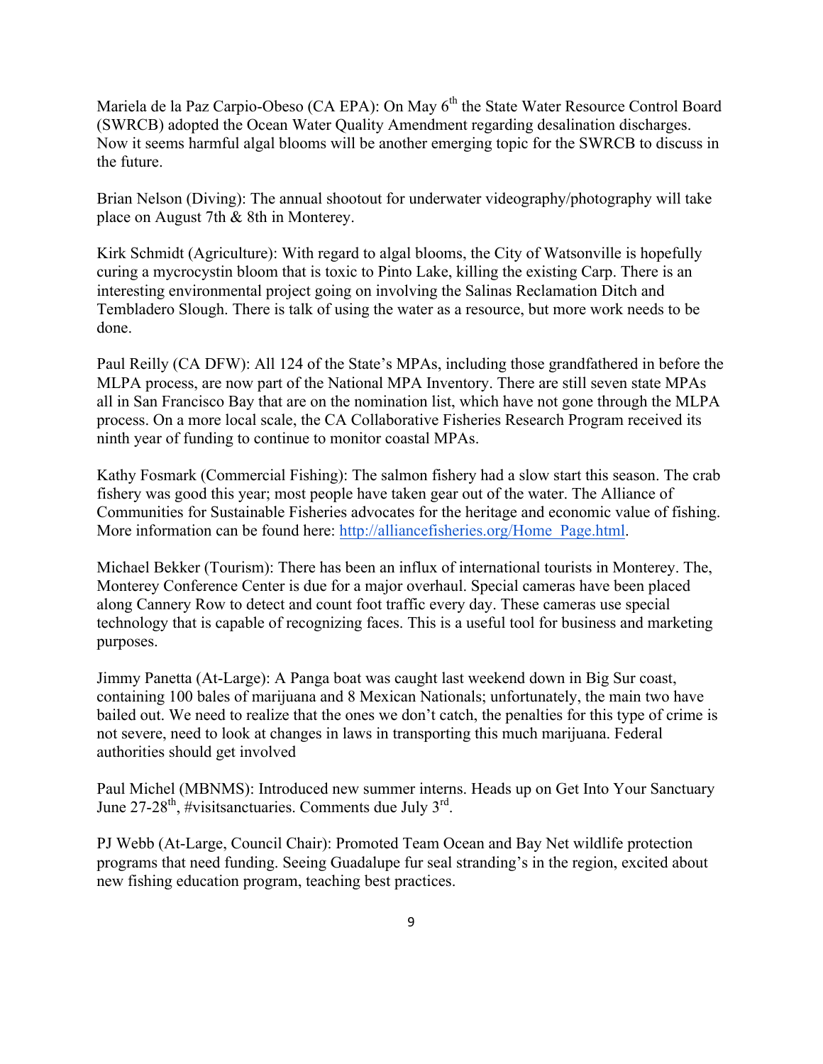Mariela de la Paz Carpio-Obeso (CA EPA): On May 6th the State Water Resource Control Board (SWRCB) adopted the Ocean Water Quality Amendment regarding desalination discharges. Now it seems harmful algal blooms will be another emerging topic for the SWRCB to discuss in the future.

Brian Nelson (Diving): The annual shootout for underwater videography/photography will take place on August 7th & 8th in Monterey.

Kirk Schmidt (Agriculture): With regard to algal blooms, the City of Watsonville is hopefully curing a mycrocystin bloom that is toxic to Pinto Lake, killing the existing Carp. There is an interesting environmental project going on involving the Salinas Reclamation Ditch and Tembladero Slough. There is talk of using the water as a resource, but more work needs to be done.

Paul Reilly (CA DFW): All 124 of the State's MPAs, including those grandfathered in before the MLPA process, are now part of the National MPA Inventory. There are still seven state MPAs all in San Francisco Bay that are on the nomination list, which have not gone through the MLPA process. On a more local scale, the CA Collaborative Fisheries Research Program received its ninth year of funding to continue to monitor coastal MPAs.

Kathy Fosmark (Commercial Fishing): The salmon fishery had a slow start this season. The crab fishery was good this year; most people have taken gear out of the water. The Alliance of Communities for Sustainable Fisheries advocates for the heritage and economic value of fishing. More information can be found here: [http://alliancefisheries.org/Home_Page.html](http://alliancefisheries.org/Home_Page.html).

Michael Bekker (Tourism): There has been an influx of international tourists in Monterey. The, Monterey Conference Center is due for a major overhaul. Special cameras have been placed along Cannery Row to detect and count foot traffic every day. These cameras use special technology that is capable of recognizing faces. This is a useful tool for business and marketing purposes.

Jimmy Panetta (At-Large): A Panga boat was caught last weekend down in Big Sur coast, containing 100 bales of marijuana and 8 Mexican Nationals; unfortunately, the main two have bailed out. We need to realize that the ones we don't catch, the penalties for this type of crime is not severe, need to look at changes in laws in transporting this much marijuana. Federal authorities should get involved

Paul Michel (MBNMS): Introduced new summer interns. Heads up on Get Into Your Sanctuary June 27-28th, #visitsanctuaries. Comments due July 3rd.

PJ Webb (At-Large, Council Chair): Promoted Team Ocean and Bay Net wildlife protection programs that need funding. Seeing Guadalupe fur seal stranding's in the region, excited about new fishing education program, teaching best practices.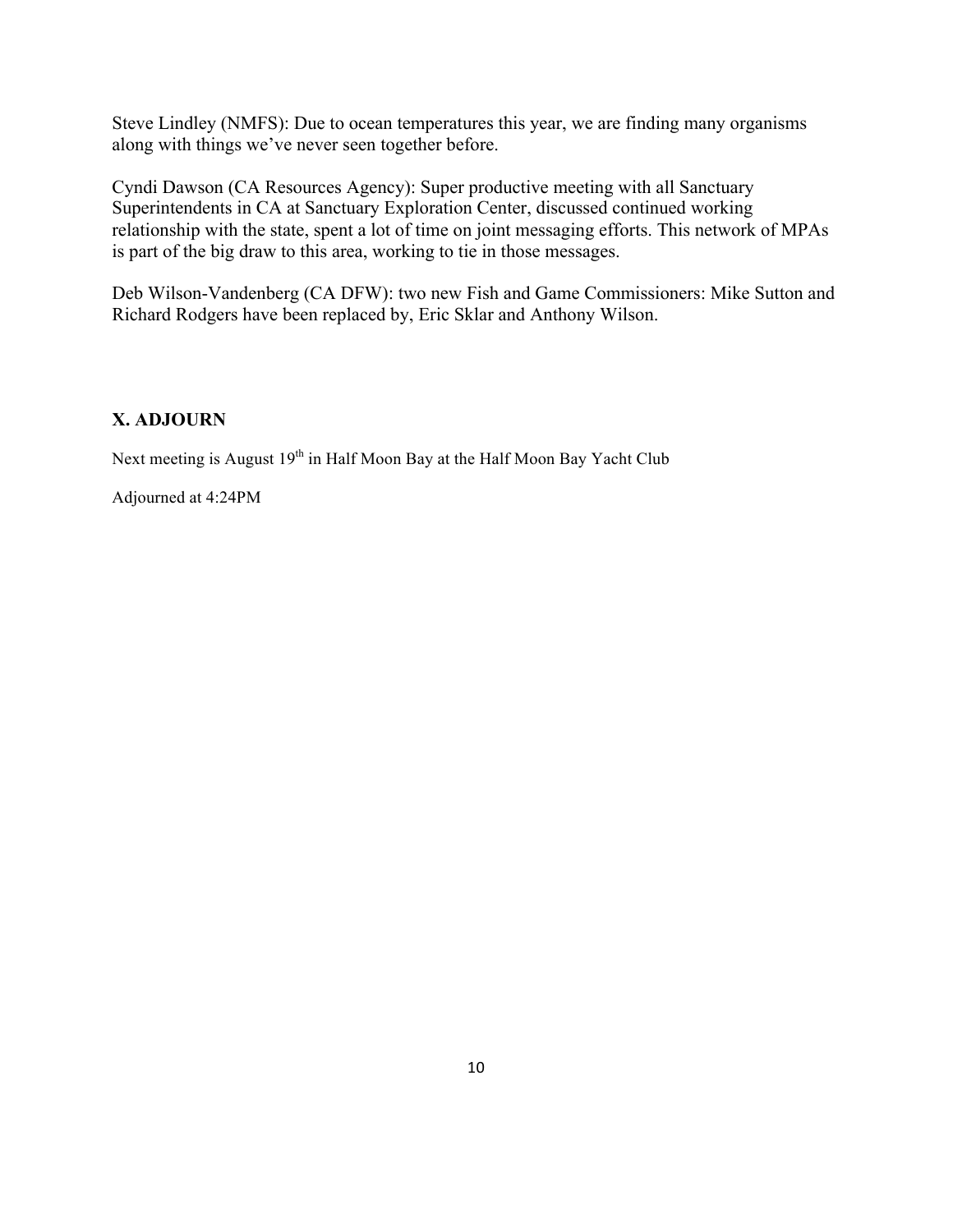Steve Lindley (NMFS): Due to ocean temperatures this year, we are finding many organisms along with things we've never seen together before.

Cyndi Dawson (CA Resources Agency): Super productive meeting with all Sanctuary Superintendents in CA at Sanctuary Exploration Center, discussed continued working relationship with the state, spent a lot of time on joint messaging efforts. This network of MPAs is part of the big draw to this area, working to tie in those messages.

Deb Wilson-Vandenberg (CA DFW): two new Fish and Game Commissioners: Mike Sutton and Richard Rodgers have been replaced by, Eric Sklar and Anthony Wilson.

## X. ADJOURN

Next meeting is August 19th in Half Moon Bay at the Half Moon Bay Yacht Club

Adjourned at 4:24PM